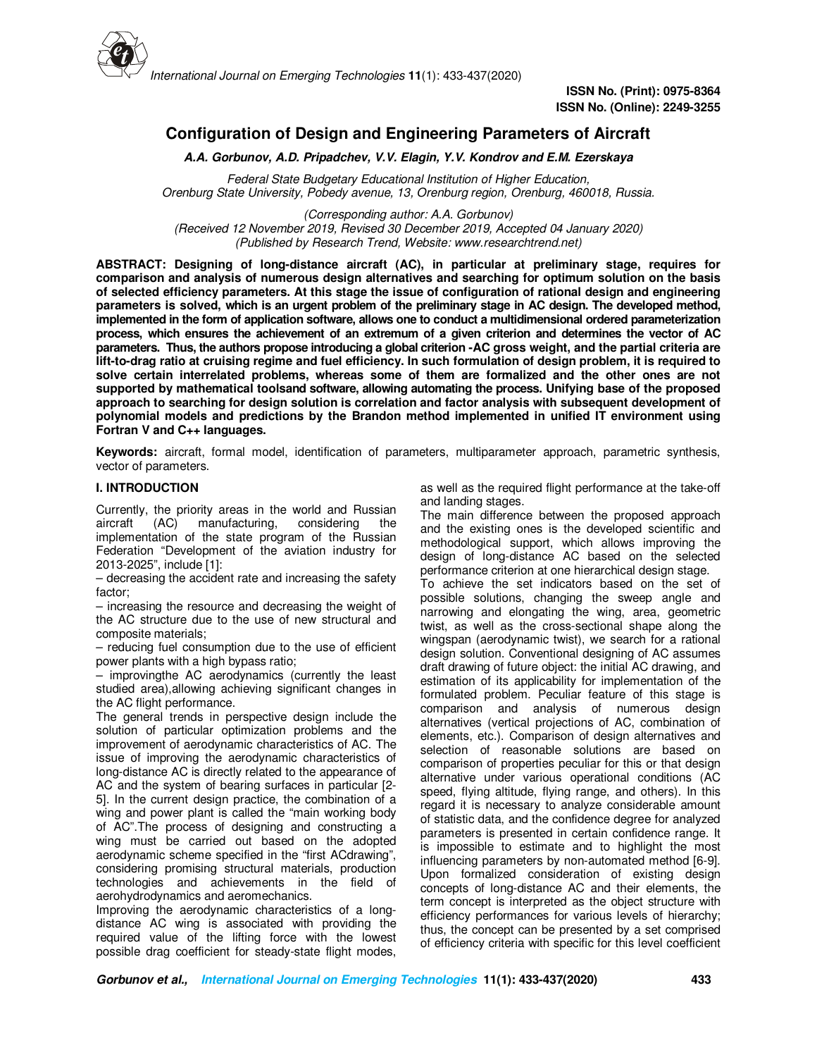ISSN No. (Print): 0975-8364
ISSN No. (Online): 2249-3255

# Configuration of Design and Engineering Parameters of Aircraft

***A.A. Gorbunov, A.D. Pripadchev, V.V. Elagin, Y.V. Kondrov and E.M. Ezerskaya***

*Federal State Budgetary Educational Institution of Higher Education,*
*Orenburg State University, Pobedy avenue, 13, Orenburg region, Orenburg, 460018, Russia.*

*(Corresponding author: A.A. Gorbunov)*
*(Received 12 November 2019, Revised 30 December 2019, Accepted 04 January 2020)*
*(Published by Research Trend, Website: www.researchtrend.net)*

**ABSTRACT: Designing of long-distance aircraft (AC), in particular at preliminary stage, requires for comparison and analysis of numerous design alternatives and searching for optimum solution on the basis of selected efficiency parameters. At this stage the issue of configuration of rational design and engineering parameters is solved, which is an urgent problem of the preliminary stage in AC design. The developed method, implemented in the form of application software, allows one to conduct a multidimensional ordered parameterization process, which ensures the achievement of an extremum of a given criterion and determines the vector of AC parameters. Thus, the authors propose introducing a global criterion -AC gross weight, and the partial criteria are lift-to-drag ratio at cruising regime and fuel efficiency. In such formulation of design problem, it is required to solve certain interrelated problems, whereas some of them are formalized and the other ones are not supported by mathematical toolsand software, allowing automating the process. Unifying base of the proposed approach to searching for design solution is correlation and factor analysis with subsequent development of polynomial models and predictions by the Brandon method implemented in unified IT environment using Fortran V and C++ languages.**

**Keywords:** aircraft, formal model, identification of parameters, multiparameter approach, parametric synthesis, vector of parameters.

## I. INTRODUCTION

Currently, the priority areas in the world and Russian aircraft (AC) manufacturing, considering the implementation of the state program of the Russian Federation "Development of the aviation industry for 2013-2025", include [1]:

– decreasing the accident rate and increasing the safety factor;

– increasing the resource and decreasing the weight of the AC structure due to the use of new structural and composite materials;

– reducing fuel consumption due to the use of efficient power plants with a high bypass ratio;

– improvingthe AC aerodynamics (currently the least studied area),allowing achieving significant changes in the AC flight performance.

The general trends in perspective design include the solution of particular optimization problems and the improvement of aerodynamic characteristics of AC. The issue of improving the aerodynamic characteristics of long-distance AC is directly related to the appearance of AC and the system of bearing surfaces in particular [2-5]. In the current design practice, the combination of a wing and power plant is called the "main working body of AC".The process of designing and constructing a wing must be carried out based on the adopted aerodynamic scheme specified in the "first ACdrawing", considering promising structural materials, production technologies and achievements in the field of aerohydrodynamics and aeromechanics.

Improving the aerodynamic characteristics of a long-distance AC wing is associated with providing the required value of the lifting force with the lowest possible drag coefficient for steady-state flight modes, as well as the required flight performance at the take-off and landing stages.

The main difference between the proposed approach and the existing ones is the developed scientific and methodological support, which allows improving the design of long-distance AC based on the selected performance criterion at one hierarchical design stage.

To achieve the set indicators based on the set of possible solutions, changing the sweep angle and narrowing and elongating the wing, area, geometric twist, as well as the cross-sectional shape along the wingspan (aerodynamic twist), we search for a rational design solution. Conventional designing of AC assumes draft drawing of future object: the initial AC drawing, and estimation of its applicability for implementation of the formulated problem. Peculiar feature of this stage is comparison and analysis of numerous design alternatives (vertical projections of AC, combination of elements, etc.). Comparison of design alternatives and selection of reasonable solutions are based on comparison of properties peculiar for this or that design alternative under various operational conditions (AC speed, flying altitude, flying range, and others). In this regard it is necessary to analyze considerable amount of statistic data, and the confidence degree for analyzed parameters is presented in certain confidence range. It is impossible to estimate and to highlight the most influencing parameters by non-automated method [6-9]. Upon formalized consideration of existing design concepts of long-distance AC and their elements, the term concept is interpreted as the object structure with efficiency performances for various levels of hierarchy; thus, the concept can be presented by a set comprised of efficiency criteria with specific for this level coefficient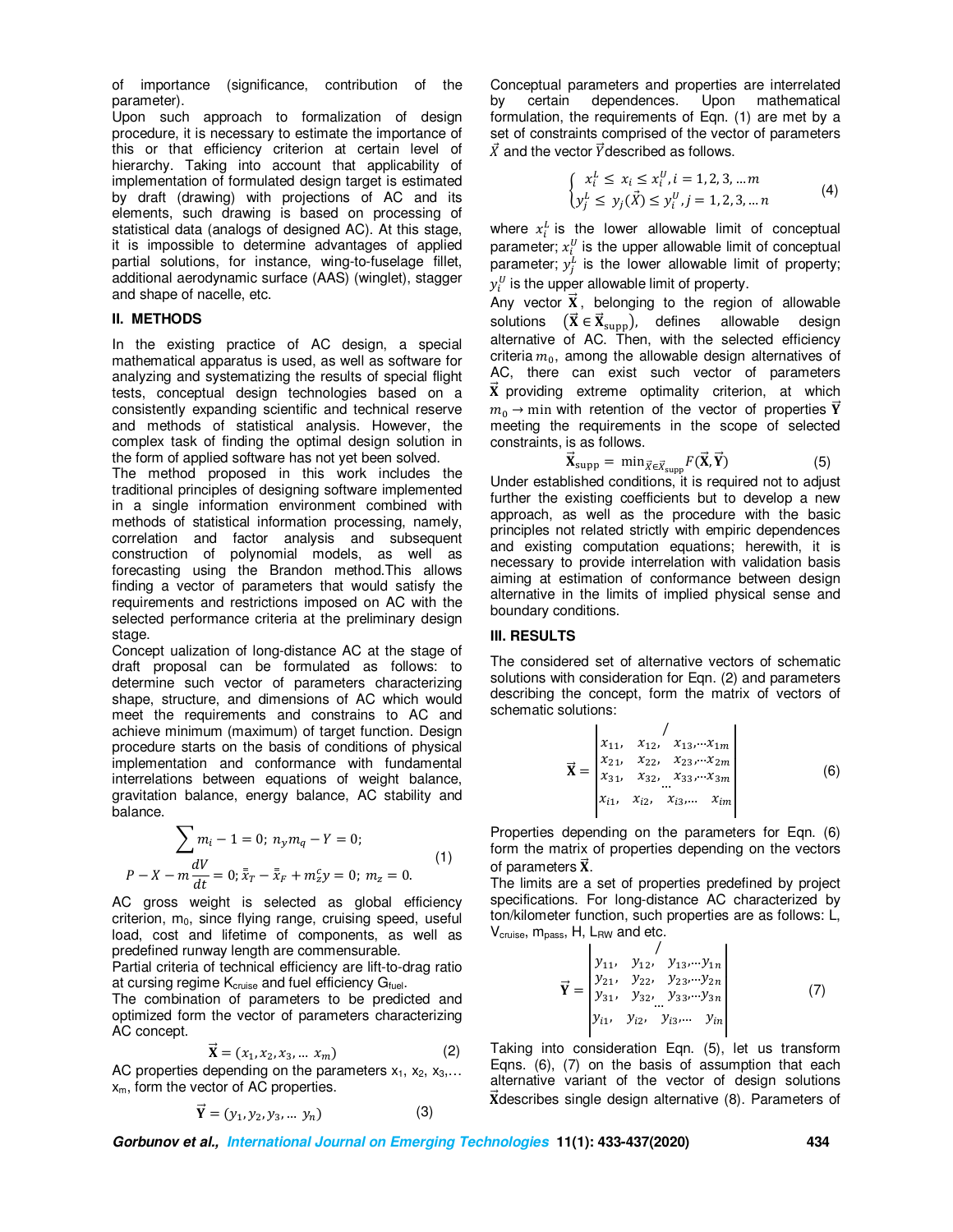of importance (significance, contribution of the parameter).

Upon such approach to formalization of design procedure, it is necessary to estimate the importance of this or that efficiency criterion at certain level of hierarchy. Taking into account that applicability of implementation of formulated design target is estimated by draft (drawing) with projections of AC and its elements, such drawing is based on processing of statistical data (analogs of designed AC). At this stage, it is impossible to determine advantages of applied partial solutions, for instance, wing-to-fuselage fillet, additional aerodynamic surface (AAS) (winglet), stagger and shape of nacelle, etc.

## II. METHODS

In the existing practice of AC design, a special mathematical apparatus is used, as well as software for analyzing and systematizing the results of special flight tests, conceptual design technologies based on a consistently expanding scientific and technical reserve and methods of statistical analysis. However, the complex task of finding the optimal design solution in the form of applied software has not yet been solved.

The method proposed in this work includes the traditional principles of designing software implemented in a single information environment combined with methods of statistical information processing, namely, correlation and factor analysis and subsequent construction of polynomial models, as well as forecasting using the Brandon method.This allows finding a vector of parameters that would satisfy the requirements and restrictions imposed on AC with the selected performance criteria at the preliminary design stage.

Concept ualization of long-distance AC at the stage of draft proposal can be formulated as follows: to determine such vector of parameters characterizing shape, structure, and dimensions of AC which would meet the requirements and constrains to AC and achieve minimum (maximum) of target function. Design procedure starts on the basis of conditions of physical implementation and conformance with fundamental interrelations between equations of weight balance, gravitation balance, energy balance, AC stability and balance.

$$\sum m_i - 1 = 0;\ n_y m_q - Y = 0;$$
$$P - X - m\frac{dV}{dt} = 0;\ \bar{\bar{x}}_T - \bar{\bar{x}}_F + m_z^c y = 0;\ m_z = 0. \tag{1}$$

AC gross weight is selected as global efficiency criterion, $m_0$, since flying range, cruising speed, useful load, cost and lifetime of components, as well as predefined runway length are commensurable.

Partial criteria of technical efficiency are lift-to-drag ratio at cursing regime $K_{cruise}$ and fuel efficiency $G_{fuel}$.

The combination of parameters to be predicted and optimized form the vector of parameters characterizing AC concept.

$$\vec{\mathbf{X}} = (x_1, x_2, x_3, \dots\ x_m) \tag{2}$$

AC properties depending on the parameters $x_1$, $x_2$, $x_3$,… $x_m$, form the vector of AC properties.

$$\vec{\mathbf{Y}} = (y_1, y_2, y_3, \dots\ y_n) \tag{3}$$

Conceptual parameters and properties are interrelated by certain dependences. Upon mathematical formulation, the requirements of Eqn. (1) are met by a set of constraints comprised of the vector of parameters $\vec{X}$ and the vector $\vec{Y}$ described as follows.

$$\begin{cases} x_i^L \le x_i \le x_i^U, i = 1, 2, 3, \dots m \\ y_j^L \le y_j(\vec{X}) \le y_i^U, j = 1, 2, 3, \dots n \end{cases} \tag{4}$$

where $x_i^L$ is the lower allowable limit of conceptual parameter; $x_i^U$ is the upper allowable limit of conceptual parameter; $y_j^L$ is the lower allowable limit of property; $y_i^U$ is the upper allowable limit of property.

Any vector $\vec{\mathbf{X}}$, belonging to the region of allowable solutions $(\vec{\mathbf{X}} \in \vec{\mathbf{X}}_{\mathrm{supp}})$, defines allowable design alternative of AC. Then, with the selected efficiency criteria $m_0$, among the allowable design alternatives of AC, there can exist such vector of parameters $\vec{\mathbf{X}}$ providing extreme optimality criterion, at which $m_0 \to \min$ with retention of the vector of properties $\vec{\mathbf{Y}}$ meeting the requirements in the scope of selected constraints, is as follows.

$$\vec{\mathbf{X}}_{\mathrm{supp}} = \min_{\vec{X} \in \vec{X}_{\mathrm{supp}}} F(\vec{\mathbf{X}}, \vec{\mathbf{Y}}) \tag{5}$$

Under established conditions, it is required not to adjust further the existing coefficients but to develop a new approach, as well as the procedure with the basic principles not related strictly with empiric dependences and existing computation equations; herewith, it is necessary to provide interrelation with validation basis aiming at estimation of conformance between design alternative in the limits of implied physical sense and boundary conditions.

## III. RESULTS

The considered set of alternative vectors of schematic solutions with consideration for Eqn. (2) and parameters describing the concept, form the matrix of vectors of schematic solutions:

$$\vec{\mathbf{X}} = \begin{vmatrix} & / & \\ x_{11}, & x_{12}, & x_{13}, \cdots x_{1m} \\ x_{21}, & x_{22}, & x_{23}, \cdots x_{2m} \\ x_{31}, & x_{32}, & x_{33}, \cdots x_{3m} \\ & \dots & \\ x_{i1}, & x_{i2}, & x_{i3}, \dots\ \ x_{im} \end{vmatrix} \tag{6}$$

Properties depending on the parameters for Eqn. (6) form the matrix of properties depending on the vectors of parameters $\vec{\mathbf{X}}$.

The limits are a set of properties predefined by project specifications. For long-distance AC characterized by ton/kilometer function, such properties are as follows: L, $V_{cruise}$, $m_{pass}$, H, $L_{RW}$ and etc.

$$\vec{\mathbf{Y}} = \begin{vmatrix} & / & \\ y_{11}, & y_{12}, & y_{13}, \cdots y_{1n} \\ y_{21}, & y_{22}, & y_{23}, \cdots y_{2n} \\ y_{31}, & y_{32}, & y_{33}, \cdots y_{3n} \\ & \dots & \\ y_{i1}, & y_{i2}, & y_{i3}, \dots\ \ y_{in} \end{vmatrix} \tag{7}$$

Taking into consideration Eqn. (5), let us transform Eqns. (6), (7) on the basis of assumption that each alternative variant of the vector of design solutions $\vec{\mathbf{X}}$describes single design alternative (8). Parameters of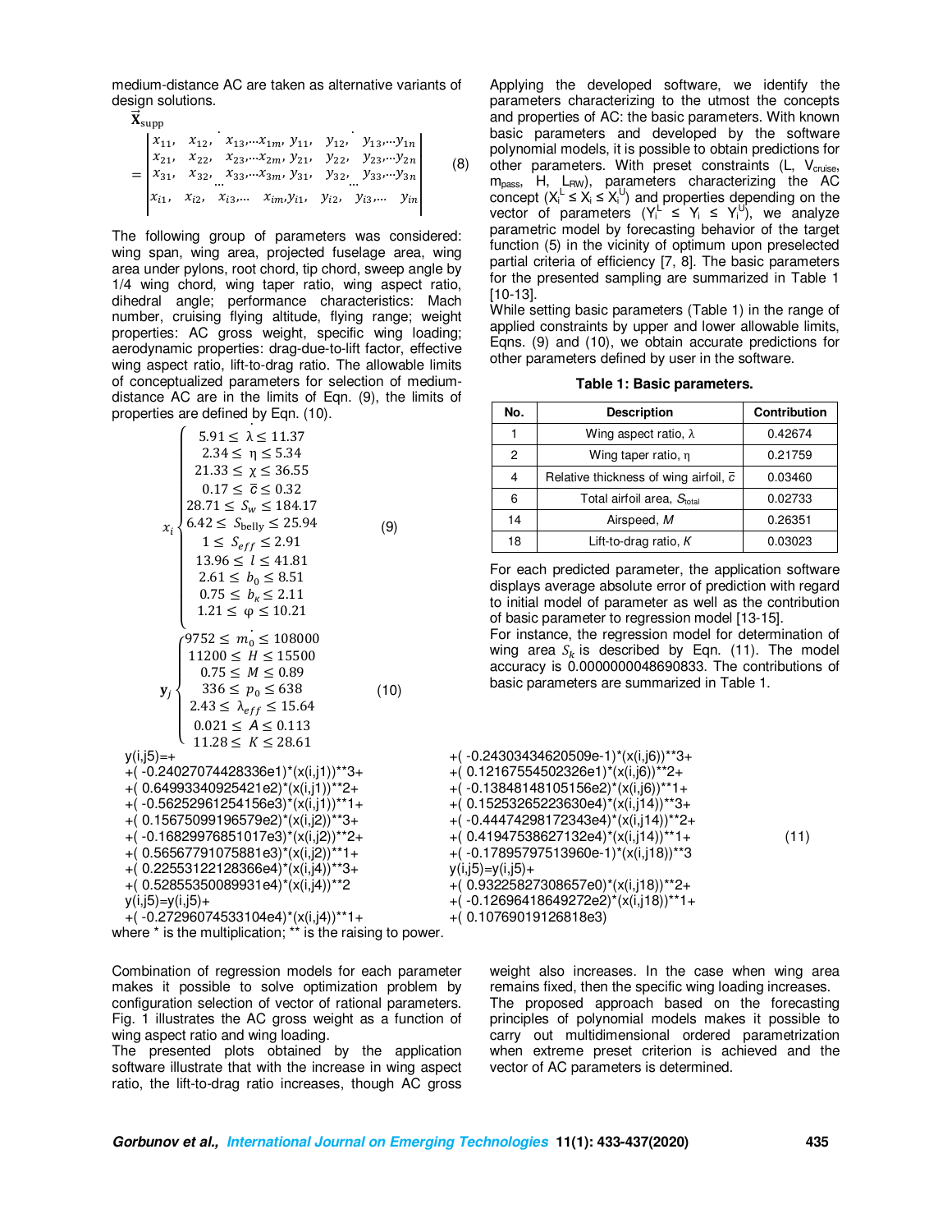medium-distance AC are taken as alternative variants of design solutions.

$$\vec{\mathbf{X}}_{\text{supp}} = \begin{vmatrix} x_{11}, & x_{12}, & x_{13}, \dots x_{1m}, & y_{11}, & y_{12}, & y_{13}, \dots y_{1n} \\ x_{21}, & x_{22}, & x_{23}, \dots x_{2m}, & y_{21}, & y_{22}, & y_{23}, \dots y_{2n} \\ x_{31}, & x_{32}, & x_{33}, \dots x_{3m}, & y_{31}, & y_{32}, & y_{33}, \dots y_{3n} \\ x_{i1}, & x_{i2}, & x_{i3}, \dots & x_{im}, y_{i1}, & y_{i2}, & y_{i3}, \dots & y_{in} \end{vmatrix} \quad (8)$$

The following group of parameters was considered: wing span, wing area, projected fuselage area, wing area under pylons, root chord, tip chord, sweep angle by 1/4 wing chord, wing taper ratio, wing aspect ratio, dihedral angle; performance characteristics: Mach number, cruising flying altitude, flying range; weight properties: AC gross weight, specific wing loading; aerodynamic properties: drag-due-to-lift factor, effective wing aspect ratio, lift-to-drag ratio. The allowable limits of conceptualized parameters for selection of medium-distance AC are in the limits of Eqn. (9), the limits of properties are defined by Eqn. (10).

$$x_i \begin{cases} 5.91 \le \lambda \le 11.37 \\ 2.34 \le \eta \le 5.34 \\ 21.33 \le \chi \le 36.55 \\ 0.17 \le \bar{c} \le 0.32 \\ 28.71 \le S_w \le 184.17 \\ 6.42 \le S_{\text{belly}} \le 25.94 \\ 1 \le S_{eff} \le 2.91 \\ 13.96 \le l \le 41.81 \\ 2.61 \le b_0 \le 8.51 \\ 0.75 \le b_{\kappa} \le 2.11 \\ 1.21 \le \varphi \le 10.21 \end{cases} \quad (9)$$

$$\mathbf{y}_j \begin{cases} 9752 \le \dot{m_0} \le 108000 \\ 11200 \le H \le 15500 \\ 0.75 \le M \le 0.89 \\ 336 \le p_0 \le 638 \\ 2.43 \le \lambda_{eff} \le 15.64 \\ 0.021 \le A \le 0.113 \\ 11.28 \le K \le 28.61 \end{cases} \quad (10)$$

Applying the developed software, we identify the parameters characterizing to the utmost the concepts and properties of AC: the basic parameters. With known basic parameters and developed by the software polynomial models, it is possible to obtain predictions for other parameters. With preset constraints (L, $V_{\text{cruise}}$, $m_{\text{pass}}$, H, $L_{\text{RW}}$), parameters characterizing the AC concept ($X_i^L \le X_i \le X_i^U$) and properties depending on the vector of parameters ($Y_i^L \le Y_i \le Y_i^U$), we analyze parametric model by forecasting behavior of the target function (5) in the vicinity of optimum upon preselected partial criteria of efficiency [7, 8]. The basic parameters for the presented sampling are summarized in Table 1 [10-13].

While setting basic parameters (Table 1) in the range of applied constraints by upper and lower allowable limits, Eqns. (9) and (10), we obtain accurate predictions for other parameters defined by user in the software.

**Table 1: Basic parameters.**

| No. | Description | Contribution |
|---|---|---|
| 1 | Wing aspect ratio, λ | 0.42674 |
| 2 | Wing taper ratio, η | 0.21759 |
| 4 | Relative thickness of wing airfoil, $\bar{c}$ | 0.03460 |
| 6 | Total airfoil area, $S_{\text{total}}$ | 0.02733 |
| 14 | Airspeed, $M$ | 0.26351 |
| 18 | Lift-to-drag ratio, $K$ | 0.03023 |

For each predicted parameter, the application software displays average absolute error of prediction with regard to initial model of parameter as well as the contribution of basic parameter to regression model [13-15].

For instance, the regression model for determination of wing area $S_k$ is described by Eqn. (11). The model accuracy is 0.0000000048690833. The contributions of basic parameters are summarized in Table 1.

```
y(i,j5)=+
+( -0.24027074428336e1)*(x(i,j1))**3+
+( 0.64993340925421e2)*(x(i,j1))**2+
+( -0.56252961254156e3)*(x(i,j1))**1+
+( 0.15675099196579e2)*(x(i,j2))**3+
+( -0.16829976851017e3)*(x(i,j2))**2+
+( 0.56567791075881e3)*(x(i,j2))**1+
+( 0.22553122128366e4)*(x(i,j4))**3+
+( 0.52855350089931e4)*(x(i,j4))**2
y(i,j5)=y(i,j5)+
+( -0.27296074533104e4)*(x(i,j4))**1+
+( -0.24303434620509e-1)*(x(i,j6))**3+
+( 0.12167554502326e1)*(x(i,j6))**2+
+( -0.13848148105156e2)*(x(i,j6))**1+
+( 0.15253265223630e4)*(x(i,j14))**3+
+( -0.44474298172343e4)*(x(i,j14))**2+
+( 0.41947538627132e4)*(x(i,j14))**1+
+( -0.17895797513960e-1)*(x(i,j18))**3
y(i,j5)=y(i,j5)+
+( 0.93225827308657e0)*(x(i,j18))**2+
+( -0.12696418649272e2)*(x(i,j18))**1+
+( 0.10769019126818e3)
```
(11)

where * is the multiplication; ** is the raising to power.

Combination of regression models for each parameter makes it possible to solve optimization problem by configuration selection of vector of rational parameters. Fig. 1 illustrates the AC gross weight as a function of wing aspect ratio and wing loading.

The presented plots obtained by the application software illustrate that with the increase in wing aspect ratio, the lift-to-drag ratio increases, though AC gross weight also increases. In the case when wing area remains fixed, then the specific wing loading increases.

The proposed approach based on the forecasting principles of polynomial models makes it possible to carry out multidimensional ordered parametrization when extreme preset criterion is achieved and the vector of AC parameters is determined.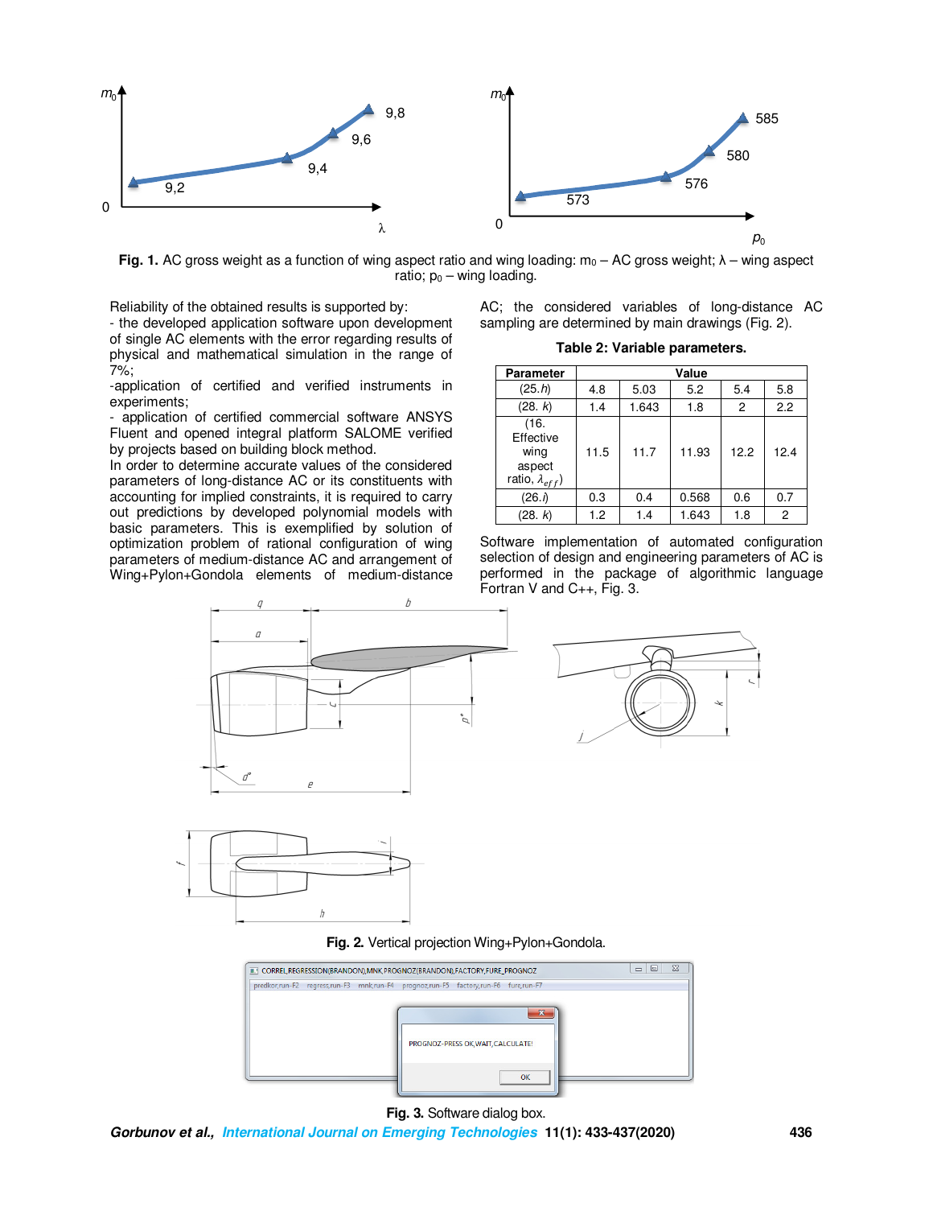**Fig. 1.** AC gross weight as a function of wing aspect ratio and wing loading: $m_0$ – AC gross weight; $\lambda$ – wing aspect ratio; $p_0$ – wing loading.

Reliability of the obtained results is supported by:

- the developed application software upon development of single AC elements with the error regarding results of physical and mathematical simulation in the range of 7%;
- application of certified and verified instruments in experiments;
- application of certified commercial software ANSYS Fluent and opened integral platform SALOME verified by projects based on building block method.

In order to determine accurate values of the considered parameters of long-distance AC or its constituents with accounting for implied constraints, it is required to carry out predictions by developed polynomial models with basic parameters. This is exemplified by solution of optimization problem of rational configuration of wing parameters of medium-distance AC and arrangement of Wing+Pylon+Gondola elements of medium-distance AC; the considered variables of long-distance AC sampling are determined by main drawings (Fig. 2).

**Table 2: Variable parameters.**

| Parameter | Value | | | | |
|---|---|---|---|---|---|
| (25. *h*) | 4.8 | 5.03 | 5.2 | 5.4 | 5.8 |
| (28. *k*) | 1.4 | 1.643 | 1.8 | 2 | 2.2 |
| (16. Effective wing aspect ratio, $\lambda_{eff}$) | 11.5 | 11.7 | 11.93 | 12.2 | 12.4 |
| (26. *i*) | 0.3 | 0.4 | 0.568 | 0.6 | 0.7 |
| (28. *k*) | 1.2 | 1.4 | 1.643 | 1.8 | 2 |

Software implementation of automated configuration selection of design and engineering parameters of AC is performed in the package of algorithmic language Fortran V and C++, Fig. 3.

**Fig. 2.** Vertical projection Wing+Pylon+Gondola.

**Fig. 3.** Software dialog box.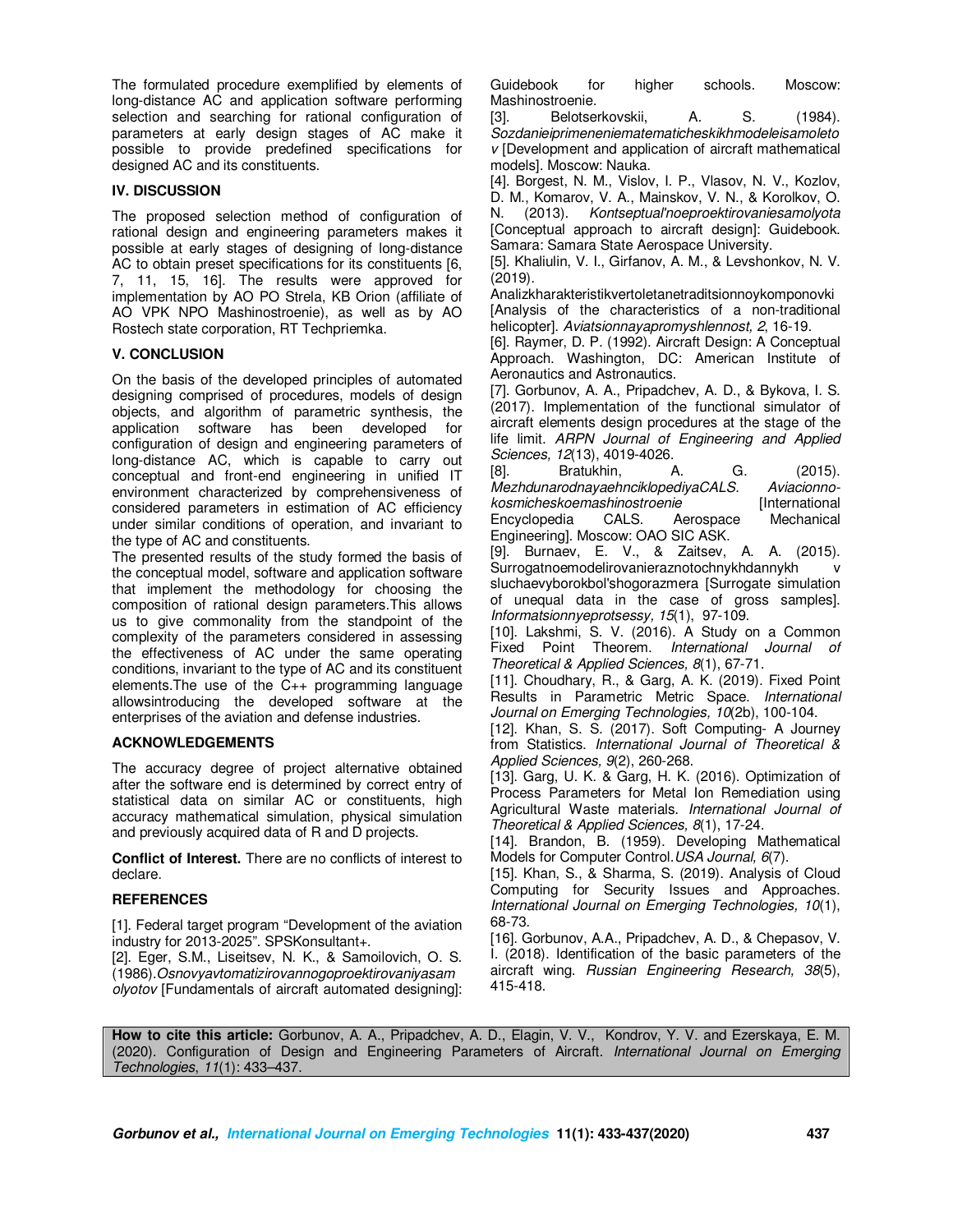The formulated procedure exemplified by elements of long-distance AC and application software performing selection and searching for rational configuration of parameters at early design stages of AC make it possible to provide predefined specifications for designed AC and its constituents.

## IV. DISCUSSION

The proposed selection method of configuration of rational design and engineering parameters makes it possible at early stages of designing of long-distance AC to obtain preset specifications for its constituents [6, 7, 11, 15, 16]. The results were approved for implementation by AO PO Strela, KB Orion (affiliate of AO VPK NPO Mashinostroenie), as well as by AO Rostech state corporation, RT Techpriemka.

## V. CONCLUSION

On the basis of the developed principles of automated designing comprised of procedures, models of design objects, and algorithm of parametric synthesis, the application software has been developed for configuration of design and engineering parameters of long-distance AC, which is capable to carry out conceptual and front-end engineering in unified IT environment characterized by comprehensiveness of considered parameters in estimation of AC efficiency under similar conditions of operation, and invariant to the type of AC and constituents.

The presented results of the study formed the basis of the conceptual model, software and application software that implement the methodology for choosing the composition of rational design parameters.This allows us to give commonality from the standpoint of the complexity of the parameters considered in assessing the effectiveness of AC under the same operating conditions, invariant to the type of AC and its constituent elements.The use of the C++ programming language allowsintroducing the developed software at the enterprises of the aviation and defense industries.

## ACKNOWLEDGEMENTS

The accuracy degree of project alternative obtained after the software end is determined by correct entry of statistical data on similar AC or constituents, high accuracy mathematical simulation, physical simulation and previously acquired data of R and D projects.

**Conflict of Interest.** There are no conflicts of interest to declare.

## REFERENCES

[1]. Federal target program "Development of the aviation industry for 2013-2025". SPSKonsultant+.

[2]. Eger, S.M., Liseitsev, N. K., & Samoilovich, O. S. (1986).*Osnovyavtomatizirovannogoproektirovaniyasamolyotov* [Fundamentals of aircraft automated designing]: Guidebook for higher schools. Moscow: Mashinostroenie.

[3]. Belotserkovskii, A. S. (1984). *Sozdanieiprimeneniematematicheskikhmodeleisamoletov* [Development and application of aircraft mathematical models]. Moscow: Nauka.

[4]. Borgest, N. M., Vislov, I. P., Vlasov, N. V., Kozlov, D. M., Komarov, V. A., Mainskov, V. N., & Korolkov, O. N. (2013). *Kontseptual'noeproektirovaniesamolyota* [Conceptual approach to aircraft design]: Guidebook. Samara: Samara State Aerospace University.

[5]. Khaliulin, V. I., Girfanov, A. M., & Levshonkov, N. V. (2019). Analizkharakteristikvertoletanetraditsionnoykomponovki [Analysis of the characteristics of a non-traditional helicopter]. *Aviatsionnayapromyshlennost, 2*, 16-19.

[6]. Raymer, D. P. (1992). Aircraft Design: A Conceptual Approach. Washington, DC: American Institute of Aeronautics and Astronautics.

[7]. Gorbunov, A. A., Pripadchev, A. D., & Bykova, I. S. (2017). Implementation of the functional simulator of aircraft elements design procedures at the stage of the life limit. *ARPN Journal of Engineering and Applied Sciences, 12*(13), 4019-4026.

[8]. Bratukhin, A. G. (2015). *MezhdunarodnayaehnciklopediyaCALS. Aviacionno-kosmicheskoemashinostroenie* [International Encyclopedia CALS. Aerospace Mechanical Engineering]. Moscow: OAO SIC ASK.

[9]. Burnaev, E. V., & Zaitsev, A. A. (2015). Surrogatnoemodelirovanieraznotochnykhdannykh v sluchaevyborokbol'shogorazmera [Surrogate simulation of unequal data in the case of gross samples]. *Informatsionnyeprotsessy, 15*(1), 97-109.

[10]. Lakshmi, S. V. (2016). A Study on a Common Fixed Point Theorem. *International Journal of Theoretical & Applied Sciences, 8*(1), 67-71.

[11]. Choudhary, R., & Garg, A. K. (2019). Fixed Point Results in Parametric Metric Space. *International Journal on Emerging Technologies, 10*(2b), 100-104.

[12]. Khan, S. S. (2017). Soft Computing- A Journey from Statistics. *International Journal of Theoretical & Applied Sciences, 9*(2), 260-268.

[13]. Garg, U. K. & Garg, H. K. (2016). Optimization of Process Parameters for Metal Ion Remediation using Agricultural Waste materials. *International Journal of Theoretical & Applied Sciences, 8*(1), 17-24.

[14]. Brandon, B. (1959). Developing Mathematical Models for Computer Control.*USA Journal, 6*(7).

[15]. Khan, S., & Sharma, S. (2019). Analysis of Cloud Computing for Security Issues and Approaches. *International Journal on Emerging Technologies, 10*(1), 68-73.

[16]. Gorbunov, A.A., Pripadchev, A. D., & Chepasov, V. I. (2018). Identification of the basic parameters of the aircraft wing. *Russian Engineering Research, 38*(5), 415-418.

**How to cite this article:** Gorbunov, A. A., Pripadchev, A. D., Elagin, V. V., Kondrov, Y. V. and Ezerskaya, E. M. (2020). Configuration of Design and Engineering Parameters of Aircraft. *International Journal on Emerging Technologies*, *11*(1): 433–437.